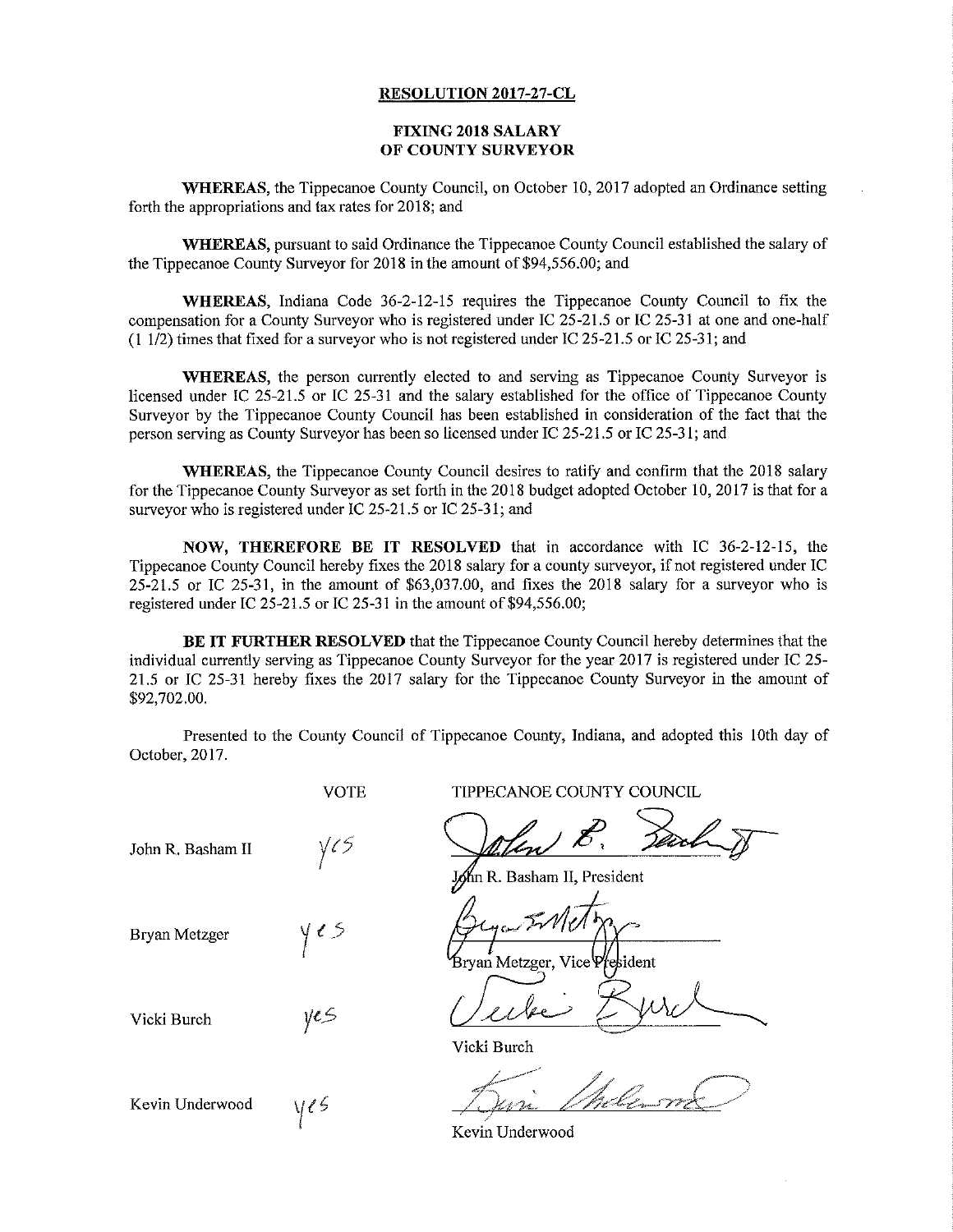# RESOLUTION 2017-27-CL

## FIXING 2018 SALARY OF COUNTY SURVEYOR

**WHEREAS,** the Tippecanoe County Council, on October 10, 2017 adopted an Ordinance setting forth the appropriations and tax rates for 2018; and

**WHEREAS,** pursuant to said Ordinance the Tippecanoe County Council established the salary of the Tippecanoe County Surveyor for 2018 in the amount of $94,556.00; and

**WHEREAS,** Indiana Code 36-2-12-15 requires the Tippecanoe County Council to fix the compensation for a County Surveyor who is registered under IC 25-21.5 or IC 25-31 at one and one-half (1 1/2) times that fixed for a surveyor who is not registered under IC 25-21.5 or IC 25-31; and

**WHEREAS,** the person currently elected to and serving as Tippecanoe County Surveyor is licensed under IC 25-21.5 or IC 25-31 and the salary established for the office of Tippecanoe County Surveyor by the Tippecanoe County Council has been established in consideration of the fact that the person serving as County Surveyor has been so licensed under IC 25-21.5 or IC 25-31; and

**WHEREAS,** the Tippecanoe County Council desires to ratify and confirm that the 2018 salary for the Tippecanoe County Surveyor as set forth in the 2018 budget adopted October 10, 2017 is that for a surveyor who is registered under IC 25-21.5 or IC 25-31; and

**NOW, THEREFORE BE IT RESOLVED** that in accordance with IC 36-2-12-15, the Tippecanoe County Council hereby fixes the 2018 salary for a county surveyor, if not registered under IC 25-21.5 or IC 25-31, in the amount of $63,037.00, and fixes the 2018 salary for a surveyor who is registered under IC 25-21.5 or IC 25-31 in the amount of $94,556.00;

**BE IT FURTHER RESOLVED** that the Tippecanoe County Council hereby determines that the individual currently serving as Tippecanoe County Surveyor for the year 2017 is registered under IC 25-21.5 or IC 25-31 hereby fixes the 2017 salary for the Tippecanoe County Surveyor in the amount of $92,702.00.

Presented to the County Council of Tippecanoe County, Indiana, and adopted this 10th day of October, 2017.

| | VOTE | TIPPECANOE COUNTY COUNCIL |
|---|---|---|
| John R. Basham II | yes | John R. Basham II, President |
| Bryan Metzger | yes | Bryan Metzger, Vice President |
| Vicki Burch | yes | Vicki Burch |
| Kevin Underwood | yes | Kevin Underwood |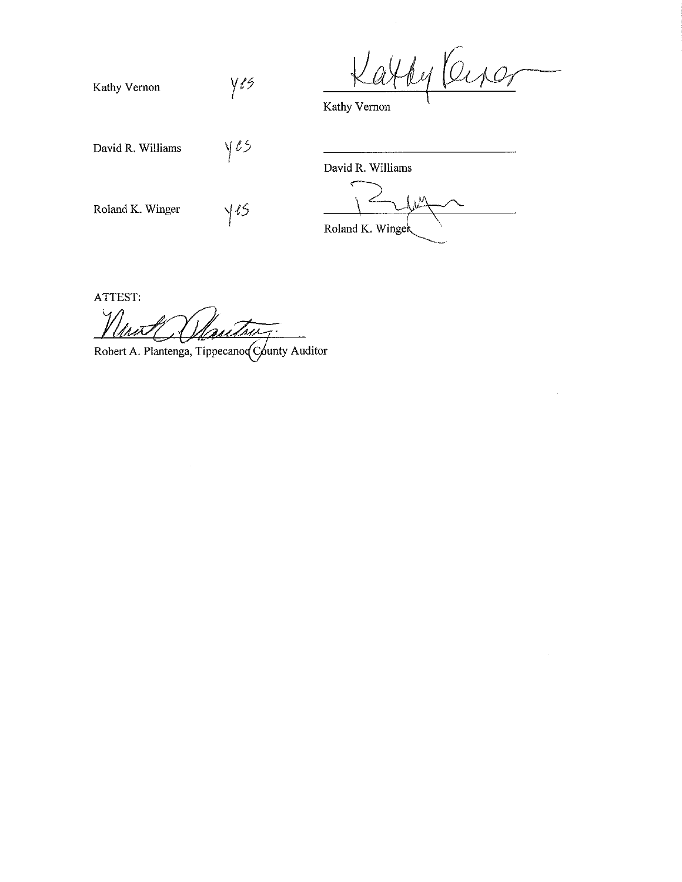| | | |
|---|---|---|
| Kathy Vernon | yes | Kathy Vernon |
| David R. Williams | yes | David R. Williams |
| Roland K. Winger | yes | Roland K. Winger |

ATTEST:

Robert A. Plantenga, Tippecanoe County Auditor